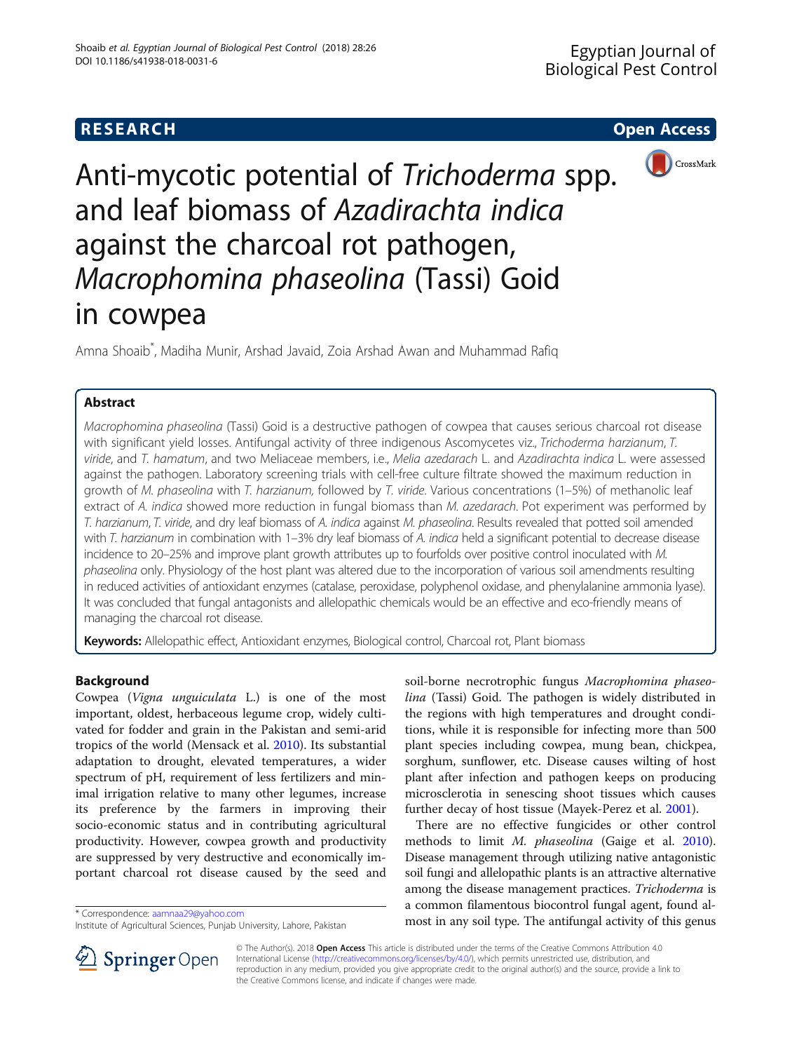**RESEARCH** **Open Access**

# Anti-mycotic potential of *Trichoderma* spp. and leaf biomass of *Azadirachta indica* against the charcoal rot pathogen, *Macrophomina phaseolina* (Tassi) Goid in cowpea

Amna Shoaib*, Madiha Munir, Arshad Javaid, Zoia Arshad Awan and Muhammad Rafiq

## Abstract

*Macrophomina phaseolina* (Tassi) Goid is a destructive pathogen of cowpea that causes serious charcoal rot disease with significant yield losses. Antifungal activity of three indigenous Ascomycetes viz., *Trichoderma harzianum*, *T. viride*, and *T. hamatum*, and two Meliaceae members, i.e., *Melia azedarach* L. and *Azadirachta indica* L. were assessed against the pathogen. Laboratory screening trials with cell-free culture filtrate showed the maximum reduction in growth of *M. phaseolina* with *T. harzianum,* followed by *T. viride*. Various concentrations (1–5%) of methanolic leaf extract of *A. indica* showed more reduction in fungal biomass than *M. azedarach*. Pot experiment was performed by *T. harzianum*, *T. viride*, and dry leaf biomass of *A. indica* against *M. phaseolina*. Results revealed that potted soil amended with *T. harzianum* in combination with 1–3% dry leaf biomass of *A. indica* held a significant potential to decrease disease incidence to 20–25% and improve plant growth attributes up to fourfolds over positive control inoculated with *M. phaseolina* only. Physiology of the host plant was altered due to the incorporation of various soil amendments resulting in reduced activities of antioxidant enzymes (catalase, peroxidase, polyphenol oxidase, and phenylalanine ammonia lyase). It was concluded that fungal antagonists and allelopathic chemicals would be an effective and eco-friendly means of managing the charcoal rot disease.

**Keywords:** Allelopathic effect, Antioxidant enzymes, Biological control, Charcoal rot, Plant biomass

## Background

Cowpea (*Vigna unguiculata* L.) is one of the most important, oldest, herbaceous legume crop, widely cultivated for fodder and grain in the Pakistan and semi-arid tropics of the world (Mensack et al. 2010). Its substantial adaptation to drought, elevated temperatures, a wider spectrum of pH, requirement of less fertilizers and minimal irrigation relative to many other legumes, increase its preference by the farmers in improving their socio-economic status and in contributing agricultural productivity. However, cowpea growth and productivity are suppressed by very destructive and economically important charcoal rot disease caused by the seed and soil-borne necrotrophic fungus *Macrophomina phaseolina* (Tassi) Goid. The pathogen is widely distributed in the regions with high temperatures and drought conditions, while it is responsible for infecting more than 500 plant species including cowpea, mung bean, chickpea, sorghum, sunflower, etc. Disease causes wilting of host plant after infection and pathogen keeps on producing microsclerotia in senescing shoot tissues which causes further decay of host tissue (Mayek-Perez et al. 2001).

There are no effective fungicides or other control methods to limit *M. phaseolina* (Gaige et al. 2010). Disease management through utilizing native antagonistic soil fungi and allelopathic plants is an attractive alternative among the disease management practices. *Trichoderma* is a common filamentous biocontrol fungal agent, found almost in any soil type. The antifungal activity of this genus

\* Correspondence: aamnaa29@yahoo.com
Institute of Agricultural Sciences, Punjab University, Lahore, Pakistan

© The Author(s). 2018 **Open Access** This article is distributed under the terms of the Creative Commons Attribution 4.0 International License (http://creativecommons.org/licenses/by/4.0/), which permits unrestricted use, distribution, and reproduction in any medium, provided you give appropriate credit to the original author(s) and the source, provide a link to the Creative Commons license, and indicate if changes were made.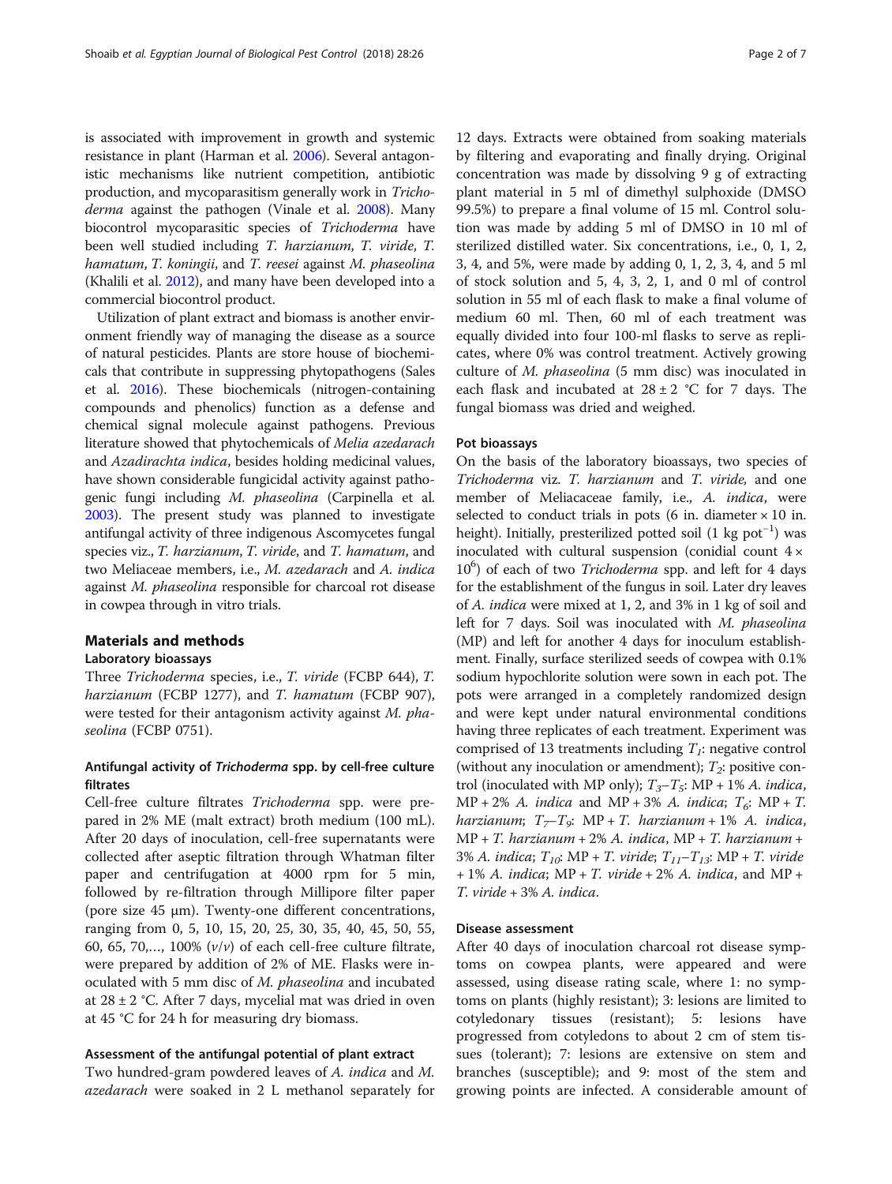is associated with improvement in growth and systemic resistance in plant (Harman et al. 2006). Several antagonistic mechanisms like nutrient competition, antibiotic production, and mycoparasitism generally work in *Trichoderma* against the pathogen (Vinale et al. 2008). Many biocontrol mycoparasitic species of *Trichoderma* have been well studied including *T. harzianum*, *T. viride*, *T. hamatum*, *T. koningii*, and *T. reesei* against *M. phaseolina* (Khalili et al. 2012), and many have been developed into a commercial biocontrol product.

Utilization of plant extract and biomass is another environment friendly way of managing the disease as a source of natural pesticides. Plants are store house of biochemicals that contribute in suppressing phytopathogens (Sales et al. 2016). These biochemicals (nitrogen-containing compounds and phenolics) function as a defense and chemical signal molecule against pathogens. Previous literature showed that phytochemicals of *Melia azedarach* and *Azadirachta indica*, besides holding medicinal values, have shown considerable fungicidal activity against pathogenic fungi including *M. phaseolina* (Carpinella et al. 2003). The present study was planned to investigate antifungal activity of three indigenous Ascomycetes fungal species viz., *T. harzianum*, *T. viride*, and *T. hamatum*, and two Meliaceae members, i.e., *M. azedarach* and *A. indica* against *M. phaseolina* responsible for charcoal rot disease in cowpea through in vitro trials.

## Materials and methods

### Laboratory bioassays

Three *Trichoderma* species, i.e., *T. viride* (FCBP 644), *T. harzianum* (FCBP 1277), and *T. hamatum* (FCBP 907), were tested for their antagonism activity against *M. phaseolina* (FCBP 0751).

#### Antifungal activity of *Trichoderma* spp. by cell-free culture filtrates

Cell-free culture filtrates *Trichoderma* spp. were prepared in 2% ME (malt extract) broth medium (100 mL). After 20 days of inoculation, cell-free supernatants were collected after aseptic filtration through Whatman filter paper and centrifugation at 4000 rpm for 5 min, followed by re-filtration through Millipore filter paper (pore size 45 μm). Twenty-one different concentrations, ranging from 0, 5, 10, 15, 20, 25, 30, 35, 40, 45, 50, 55, 60, 65, 70,..., 100% (*v*/*v*) of each cell-free culture filtrate, were prepared by addition of 2% of ME. Flasks were inoculated with 5 mm disc of *M. phaseolina* and incubated at 28 ± 2 °C. After 7 days, mycelial mat was dried in oven at 45 °C for 24 h for measuring dry biomass.

#### Assessment of the antifungal potential of plant extract

Two hundred-gram powdered leaves of *A. indica* and *M. azedarach* were soaked in 2 L methanol separately for 12 days. Extracts were obtained from soaking materials by filtering and evaporating and finally drying. Original concentration was made by dissolving 9 g of extracting plant material in 5 ml of dimethyl sulphoxide (DMSO 99.5%) to prepare a final volume of 15 ml. Control solution was made by adding 5 ml of DMSO in 10 ml of sterilized distilled water. Six concentrations, i.e., 0, 1, 2, 3, 4, and 5%, were made by adding 0, 1, 2, 3, 4, and 5 ml of stock solution and 5, 4, 3, 2, 1, and 0 ml of control solution in 55 ml of each flask to make a final volume of medium 60 ml. Then, 60 ml of each treatment was equally divided into four 100-ml flasks to serve as replicates, where 0% was control treatment. Actively growing culture of *M. phaseolina* (5 mm disc) was inoculated in each flask and incubated at 28 ± 2 °C for 7 days. The fungal biomass was dried and weighed.

### Pot bioassays

On the basis of the laboratory bioassays, two species of *Trichoderma* viz. *T. harzianum* and *T. viride*, and one member of Meliaceae family, i.e., *A. indica*, were selected to conduct trials in pots (6 in. diameter × 10 in. height). Initially, presterilized potted soil (1 kg pot$^{-1}$) was inoculated with cultural suspension (conidial count $4 \times 10^6$) of each of two *Trichoderma* spp. and left for 4 days for the establishment of the fungus in soil. Later dry leaves of *A. indica* were mixed at 1, 2, and 3% in 1 kg of soil and left for 7 days. Soil was inoculated with *M. phaseolina* (MP) and left for another 4 days for inoculum establishment. Finally, surface sterilized seeds of cowpea with 0.1% sodium hypochlorite solution were sown in each pot. The pots were arranged in a completely randomized design and were kept under natural environmental conditions having three replicates of each treatment. Experiment was comprised of 13 treatments including $T_1$: negative control (without any inoculation or amendment); $T_2$: positive control (inoculated with MP only); $T_3$–$T_5$: MP + 1% *A. indica*, MP + 2% *A. indica* and MP + 3% *A. indica*; $T_6$: MP + *T. harzianum*; $T_7$–$T_9$: MP + *T. harzianum* + 1% *A. indica*, MP + *T. harzianum* + 2% *A. indica*, MP + *T. harzianum* + 3% *A. indica*; $T_{10}$: MP + *T. viride*; $T_{11}$–$T_{13}$: MP + *T. viride* + 1% *A. indica*; MP + *T. viride* + 2% *A. indica*, and MP + *T. viride* + 3% *A. indica*.

### Disease assessment

After 40 days of inoculation charcoal rot disease symptoms on cowpea plants, were appeared and were assessed, using disease rating scale, where 1: no symptoms on plants (highly resistant); 3: lesions are limited to cotyledonary tissues (resistant); 5: lesions have progressed from cotyledons to about 2 cm of stem tissues (tolerant); 7: lesions are extensive on stem and branches (susceptible); and 9: most of the stem and growing points are infected. A considerable amount of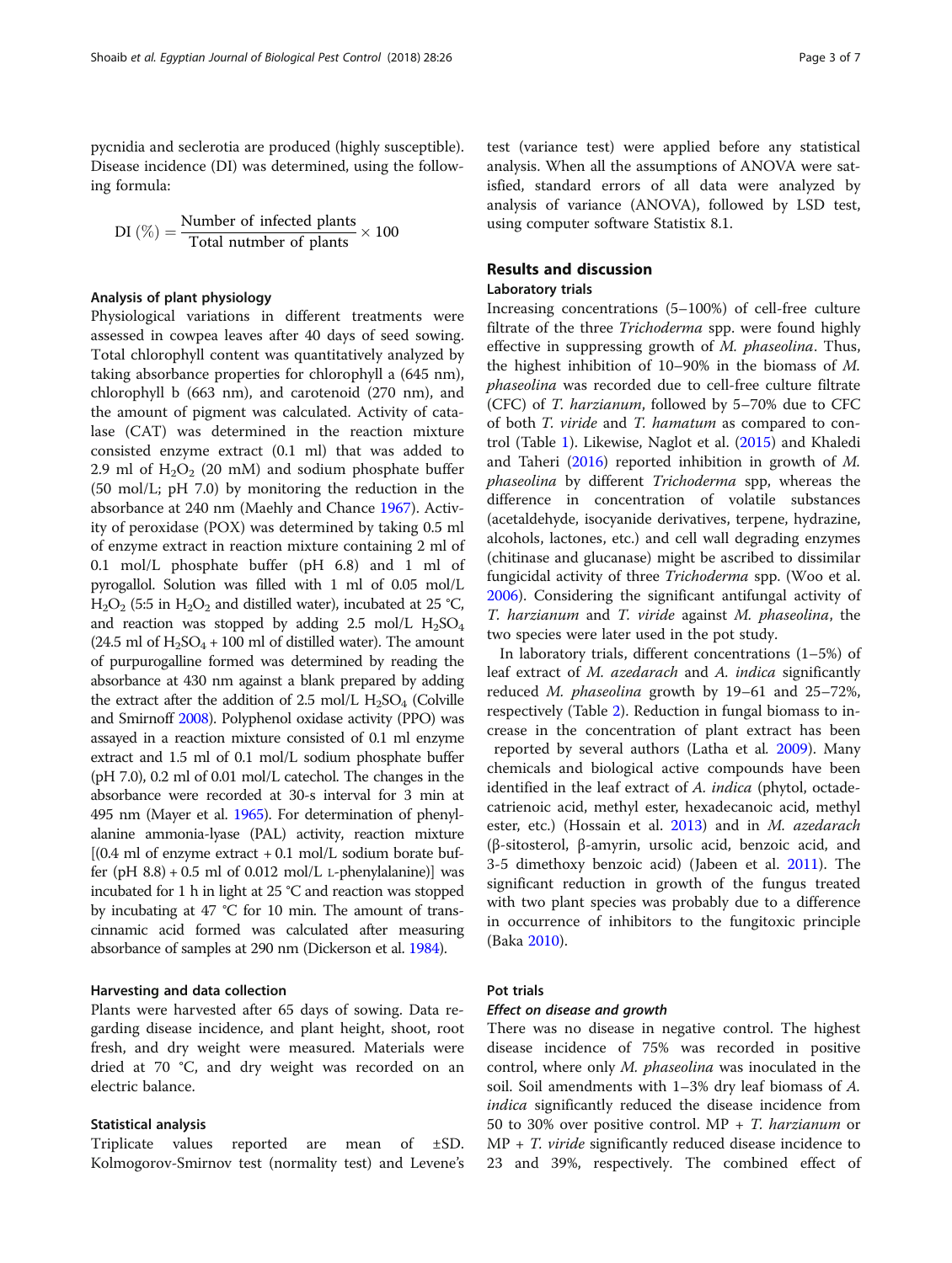pycnidia and seclerotia are produced (highly susceptible). Disease incidence (DI) was determined, using the following formula:

$$\text{DI}\ (\%) = \frac{\text{Number of infected plants}}{\text{Total nutmber of plants}} \times 100$$

#### Analysis of plant physiology

Physiological variations in different treatments were assessed in cowpea leaves after 40 days of seed sowing. Total chlorophyll content was quantitatively analyzed by taking absorbance properties for chlorophyll a (645 nm), chlorophyll b (663 nm), and carotenoid (270 nm), and the amount of pigment was calculated. Activity of catalase (CAT) was determined in the reaction mixture consisted enzyme extract (0.1 ml) that was added to 2.9 ml of $H_2O_2$ (20 mM) and sodium phosphate buffer (50 mol/L; pH 7.0) by monitoring the reduction in the absorbance at 240 nm (Maehly and Chance 1967). Activity of peroxidase (POX) was determined by taking 0.5 ml of enzyme extract in reaction mixture containing 2 ml of 0.1 mol/L phosphate buffer (pH 6.8) and 1 ml of pyrogallol. Solution was filled with 1 ml of 0.05 mol/L $H_2O_2$ (5:5 in $H_2O_2$ and distilled water), incubated at 25 °C, and reaction was stopped by adding 2.5 mol/L $H_2SO_4$ (24.5 ml of $H_2SO_4$ + 100 ml of distilled water). The amount of purpurogalline formed was determined by reading the absorbance at 430 nm against a blank prepared by adding the extract after the addition of 2.5 mol/L $H_2SO_4$ (Colville and Smirnoff 2008). Polyphenol oxidase activity (PPO) was assayed in a reaction mixture consisted of 0.1 ml enzyme extract and 1.5 ml of 0.1 mol/L sodium phosphate buffer (pH 7.0), 0.2 ml of 0.01 mol/L catechol. The changes in the absorbance were recorded at 30-s interval for 3 min at 495 nm (Mayer et al. 1965). For determination of phenylalanine ammonia-lyase (PAL) activity, reaction mixture [(0.4 ml of enzyme extract + 0.1 mol/L sodium borate buffer (pH 8.8) + 0.5 ml of 0.012 mol/L L-phenylalanine)] was incubated for 1 h in light at 25 °C and reaction was stopped by incubating at 47 °C for 10 min. The amount of trans-cinnamic acid formed was calculated after measuring absorbance of samples at 290 nm (Dickerson et al. 1984).

#### Harvesting and data collection

Plants were harvested after 65 days of sowing. Data regarding disease incidence, and plant height, shoot, root fresh, and dry weight were measured. Materials were dried at 70 °C, and dry weight was recorded on an electric balance.

#### Statistical analysis

Triplicate values reported are mean of ±SD. Kolmogorov-Smirnov test (normality test) and Levene's test (variance test) were applied before any statistical analysis. When all the assumptions of ANOVA were satisfied, standard errors of all data were analyzed by analysis of variance (ANOVA), followed by LSD test, using computer software Statistix 8.1.

## Results and discussion

### Laboratory trials

Increasing concentrations (5–100%) of cell-free culture filtrate of the three *Trichoderma* spp. were found highly effective in suppressing growth of *M. phaseolina*. Thus, the highest inhibition of 10–90% in the biomass of *M. phaseolina* was recorded due to cell-free culture filtrate (CFC) of *T. harzianum*, followed by 5–70% due to CFC of both *T. viride* and *T. hamatum* as compared to control (Table 1). Likewise, Naglot et al. (2015) and Khaledi and Taheri (2016) reported inhibition in growth of *M. phaseolina* by different *Trichoderma* spp, whereas the difference in concentration of volatile substances (acetaldehyde, isocyanide derivatives, terpene, hydrazine, alcohols, lactones, etc.) and cell wall degrading enzymes (chitinase and glucanase) might be ascribed to dissimilar fungicidal activity of three *Trichoderma* spp. (Woo et al. 2006). Considering the significant antifungal activity of *T. harzianum* and *T. viride* against *M. phaseolina*, the two species were later used in the pot study.

In laboratory trials, different concentrations (1–5%) of leaf extract of *M. azedarach* and *A. indica* significantly reduced *M. phaseolina* growth by 19–61 and 25–72%, respectively (Table 2). Reduction in fungal biomass to increase in the concentration of plant extract has been reported by several authors (Latha et al. 2009). Many chemicals and biological active compounds have been identified in the leaf extract of *A. indica* (phytol, octadecatrienoic acid, methyl ester, hexadecanoic acid, methyl ester, etc.) (Hossain et al. 2013) and in *M. azedarach* (β-sitosterol, β-amyrin, ursolic acid, benzoic acid, and 3-5 dimethoxy benzoic acid) (Jabeen et al. 2011). The significant reduction in growth of the fungus treated with two plant species was probably due to a difference in occurrence of inhibitors to the fungitoxic principle (Baka 2010).

### Pot trials

#### *Effect on disease and growth*

There was no disease in negative control. The highest disease incidence of 75% was recorded in positive control, where only *M. phaseolina* was inoculated in the soil. Soil amendments with 1–3% dry leaf biomass of *A. indica* significantly reduced the disease incidence from 50 to 30% over positive control. MP + *T. harzianum* or MP + *T. viride* significantly reduced disease incidence to 23 and 39%, respectively. The combined effect of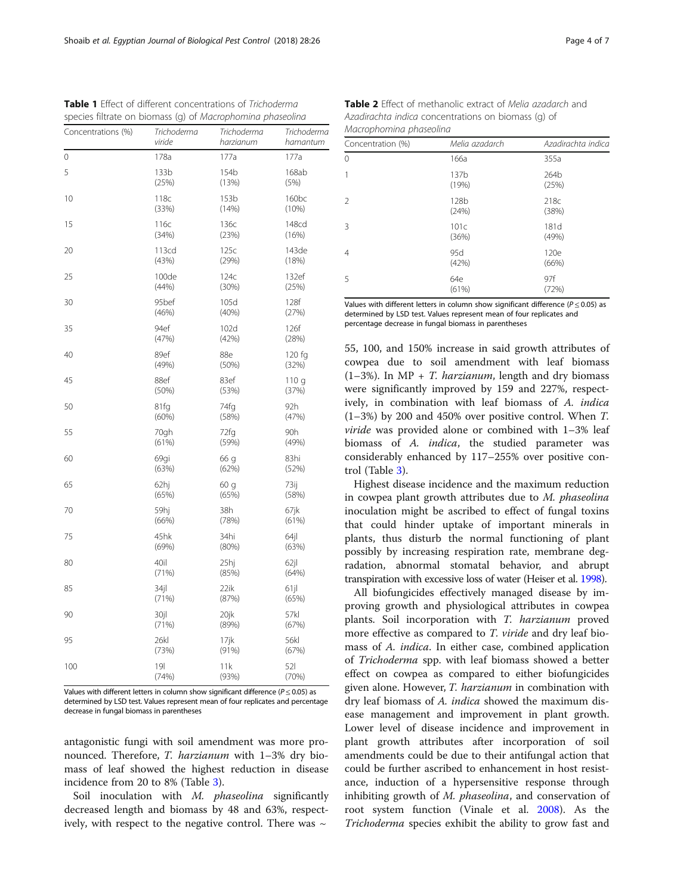**Table 1** Effect of different concentrations of *Trichoderma* species filtrate on biomass (g) of *Macrophomina phaseolina*

| Concentrations (%) | *Trichoderma viride* | *Trichoderma harzianum* | *Trichoderma hamantum* |
|---|---|---|---|
| 0 | 178a | 177a | 177a |
| 5 | 133b (25%) | 154b (13%) | 168ab (5%) |
| 10 | 118c (33%) | 153b (14%) | 160bc (10%) |
| 15 | 116c (34%) | 136c (23%) | 148cd (16%) |
| 20 | 113cd (43%) | 125c (29%) | 143de (18%) |
| 25 | 100de (44%) | 124c (30%) | 132ef (25%) |
| 30 | 95bef (46%) | 105d (40%) | 128f (27%) |
| 35 | 94ef (47%) | 102d (42%) | 126f (28%) |
| 40 | 89ef (49%) | 88e (50%) | 120 fg (32%) |
| 45 | 88ef (50%) | 83ef (53%) | 110 g (37%) |
| 50 | 81fg (60%) | 74fg (58%) | 92h (47%) |
| 55 | 70gh (61%) | 72fg (59%) | 90h (49%) |
| 60 | 69gi (63%) | 66 g (62%) | 83hi (52%) |
| 65 | 62hj (65%) | 60 g (65%) | 73ij (58%) |
| 70 | 59hj (66%) | 38h (78%) | 67jk (61%) |
| 75 | 45hk (69%) | 34hi (80%) | 64jl (63%) |
| 80 | 40il (71%) | 25hj (85%) | 62jl (64%) |
| 85 | 34jl (71%) | 22ik (87%) | 61jl (65%) |
| 90 | 30jl (71%) | 20jk (89%) | 57kl (67%) |
| 95 | 26kl (73%) | 17jk (91%) | 56kl (67%) |
| 100 | 19l (74%) | 11k (93%) | 52l (70%) |

Values with different letters in column show significant difference ($P \leq 0.05$) as determined by LSD test. Values represent mean of four replicates and percentage decrease in fungal biomass in parentheses

antagonistic fungi with soil amendment was more pronounced. Therefore, *T. harzianum* with 1–3% dry biomass of leaf showed the highest reduction in disease incidence from 20 to 8% (Table 3).

Soil inoculation with *M. phaseolina* significantly decreased length and biomass by 48 and 63%, respectively, with respect to the negative control. There was ~ 55, 100, and 150% increase in said growth attributes of cowpea due to soil amendment with leaf biomass (1–3%). In MP + *T. harzianum*, length and dry biomass were significantly improved by 159 and 227%, respectively, in combination with leaf biomass of *A. indica* (1–3%) by 200 and 450% over positive control. When *T. viride* was provided alone or combined with 1–3% leaf biomass of *A. indica*, the studied parameter was considerably enhanced by 117–255% over positive control (Table 3).

**Table 2** Effect of methanolic extract of *Melia azadarch* and *Azadirachta indica* concentrations on biomass (g) of *Macrophomina phaseolina*

| Concentration (%) | *Melia azadarch* | *Azadirachta indica* |
|---|---|---|
| 0 | 166a | 355a |
| 1 | 137b (19%) | 264b (25%) |
| 2 | 128b (24%) | 218c (38%) |
| 3 | 101c (36%) | 181d (49%) |
| 4 | 95d (42%) | 120e (66%) |
| 5 | 64e (61%) | 97f (72%) |

Values with different letters in column show significant difference ($P \leq 0.05$) as determined by LSD test. Values represent mean of four replicates and percentage decrease in fungal biomass in parentheses

Highest disease incidence and the maximum reduction in cowpea plant growth attributes due to *M. phaseolina* inoculation might be ascribed to effect of fungal toxins that could hinder uptake of important minerals in plants, thus disturb the normal functioning of plant possibly by increasing respiration rate, membrane degradation, abnormal stomatal behavior, and abrupt transpiration with excessive loss of water (Heiser et al. 1998).

All biofungicides effectively managed disease by improving growth and physiological attributes in cowpea plants. Soil incorporation with *T. harzianum* proved more effective as compared to *T. viride* and dry leaf biomass of *A. indica*. In either case, combined application of *Trichoderma* spp. with leaf biomass showed a better effect on cowpea as compared to either biofungicides given alone. However, *T. harzianum* in combination with dry leaf biomass of *A. indica* showed the maximum disease management and improvement in plant growth. Lower level of disease incidence and improvement in plant growth attributes after incorporation of soil amendments could be due to their antifungal action that could be further ascribed to enhancement in host resistance, induction of a hypersensitive response through inhibiting growth of *M. phaseolina*, and conservation of root system function (Vinale et al. 2008). As the *Trichoderma* species exhibit the ability to grow fast and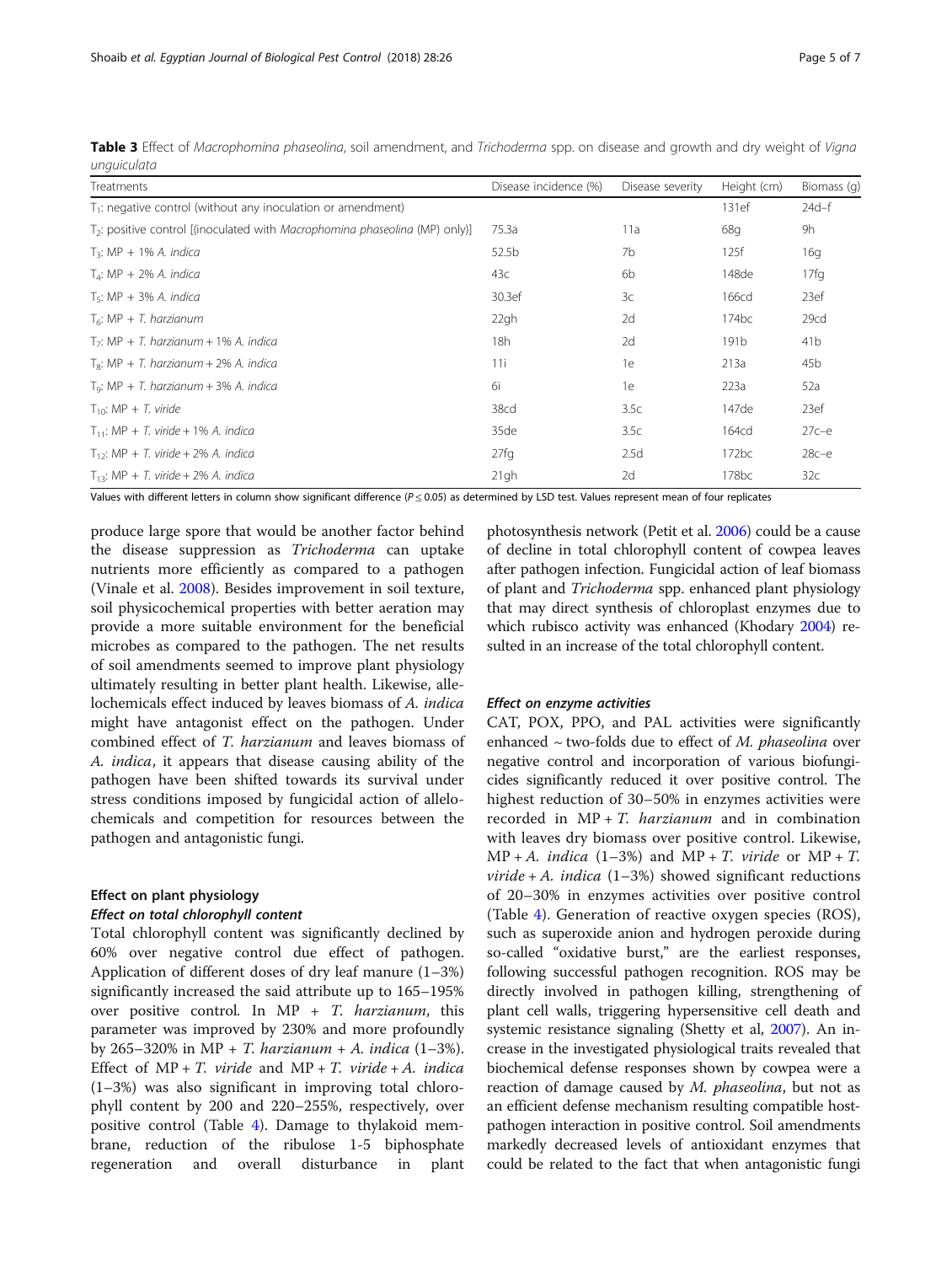**Table 3** Effect of *Macrophomina phaseolina*, soil amendment, and *Trichoderma* spp. on disease and growth and dry weight of *Vigna unguiculata*

| Treatments | Disease incidence (%) | Disease severity | Height (cm) | Biomass (g) |
|---|---|---|---|---|
| $T_1$: negative control (without any inoculation or amendment) | | | 131ef | 24d–f |
| $T_2$: positive control [(inoculated with *Macrophomina phaseolina* (MP) only)] | 75.3a | 11a | 68g | 9h |
| $T_3$: MP + 1% *A. indica* | 52.5b | 7b | 125f | 16g |
| $T_4$: MP + 2% *A. indica* | 43c | 6b | 148de | 17fg |
| $T_5$: MP + 3% *A. indica* | 30.3ef | 3c | 166cd | 23ef |
| $T_6$: MP + *T. harzianum* | 22gh | 2d | 174bc | 29cd |
| $T_7$: MP + *T. harzianum* + 1% *A. indica* | 18h | 2d | 191b | 41b |
| $T_8$: MP + *T. harzianum* + 2% *A. indica* | 11i | 1e | 213a | 45b |
| $T_9$: MP + *T. harzianum* + 3% *A. indica* | 6i | 1e | 223a | 52a |
| $T_{10}$: MP + *T. viride* | 38cd | 3.5c | 147de | 23ef |
| $T_{11}$: MP + *T. viride* + 1% *A. indica* | 35de | 3.5c | 164cd | 27c–e |
| $T_{12}$: MP + *T. viride* + 2% *A. indica* | 27fg | 2.5d | 172bc | 28c–e |
| $T_{13}$: MP + *T. viride* + 2% *A. indica* | 21gh | 2d | 178bc | 32c |

Values with different letters in column show significant difference ($P \leq 0.05$) as determined by LSD test. Values represent mean of four replicates

produce large spore that would be another factor behind the disease suppression as *Trichoderma* can uptake nutrients more efficiently as compared to a pathogen (Vinale et al. 2008). Besides improvement in soil texture, soil physicochemical properties with better aeration may provide a more suitable environment for the beneficial microbes as compared to the pathogen. The net results of soil amendments seemed to improve plant physiology ultimately resulting in better plant health. Likewise, allelochemicals effect induced by leaves biomass of *A. indica* might have antagonist effect on the pathogen. Under combined effect of *T. harzianum* and leaves biomass of *A. indica*, it appears that disease causing ability of the pathogen have been shifted towards its survival under stress conditions imposed by fungicidal action of allelochemicals and competition for resources between the pathogen and antagonistic fungi.

### Effect on plant physiology

#### *Effect on total chlorophyll content*

Total chlorophyll content was significantly declined by 60% over negative control due effect of pathogen. Application of different doses of dry leaf manure (1–3%) significantly increased the said attribute up to 165–195% over positive control. In MP + *T. harzianum*, this parameter was improved by 230% and more profoundly by 265–320% in MP + *T. harzianum* + *A. indica* (1–3%). Effect of MP + *T. viride* and MP + *T. viride* + *A. indica* (1–3%) was also significant in improving total chlorophyll content by 200 and 220–255%, respectively, over positive control (Table 4). Damage to thylakoid membrane, reduction of the ribulose 1-5 biphosphate regeneration and overall disturbance in plant photosynthesis network (Petit et al. 2006) could be a cause of decline in total chlorophyll content of cowpea leaves after pathogen infection. Fungicidal action of leaf biomass of plant and *Trichoderma* spp. enhanced plant physiology that may direct synthesis of chloroplast enzymes due to which rubisco activity was enhanced (Khodary 2004) resulted in an increase of the total chlorophyll content.

#### *Effect on enzyme activities*

CAT, POX, PPO, and PAL activities were significantly enhanced ~ two-folds due to effect of *M. phaseolina* over negative control and incorporation of various biofungicides significantly reduced it over positive control. The highest reduction of 30–50% in enzymes activities were recorded in MP + *T. harzianum* and in combination with leaves dry biomass over positive control. Likewise, MP + *A. indica* (1–3%) and MP + *T. viride* or MP + *T. viride* + *A. indica* (1–3%) showed significant reductions of 20–30% in enzymes activities over positive control (Table 4). Generation of reactive oxygen species (ROS), such as superoxide anion and hydrogen peroxide during so-called "oxidative burst," are the earliest responses, following successful pathogen recognition. ROS may be directly involved in pathogen killing, strengthening of plant cell walls, triggering hypersensitive cell death and systemic resistance signaling (Shetty et al, 2007). An increase in the investigated physiological traits revealed that biochemical defense responses shown by cowpea were a reaction of damage caused by *M. phaseolina*, but not as an efficient defense mechanism resulting compatible host-pathogen interaction in positive control. Soil amendments markedly decreased levels of antioxidant enzymes that could be related to the fact that when antagonistic fungi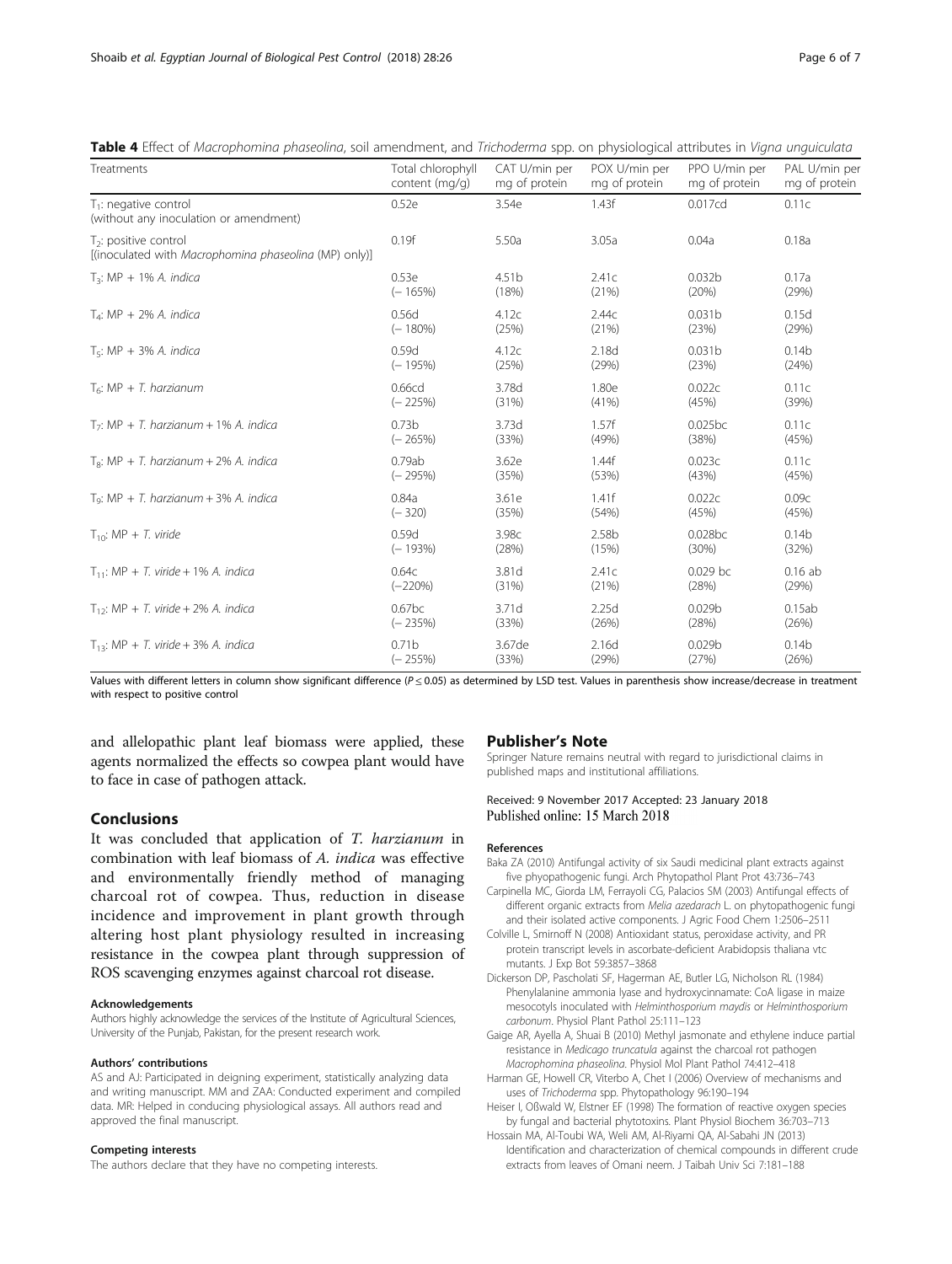**Table 4** Effect of *Macrophomina phaseolina*, soil amendment, and *Trichoderma* spp. on physiological attributes in *Vigna unguiculata*

| Treatments | Total chlorophyll content (mg/g) | CAT U/min per mg of protein | POX U/min per mg of protein | PPO U/min per mg of protein | PAL U/min per mg of protein |
|---|---|---|---|---|---|
| $T_1$: negative control (without any inoculation or amendment) | 0.52e | 3.54e | 1.43f | 0.017cd | 0.11c |
| $T_2$: positive control [(inoculated with *Macrophomina phaseolina* (MP) only)] | 0.19f | 5.50a | 3.05a | 0.04a | 0.18a |
| $T_3$: MP + 1% *A. indica* | 0.53e (− 165%) | 4.51b (18%) | 2.41c (21%) | 0.032b (20%) | 0.17a (29%) |
| $T_4$: MP + 2% *A. indica* | 0.56d (− 180%) | 4.12c (25%) | 2.44c (21%) | 0.031b (23%) | 0.15d (29%) |
| $T_5$: MP + 3% *A. indica* | 0.59d (− 195%) | 4.12c (25%) | 2.18d (29%) | 0.031b (23%) | 0.14b (24%) |
| $T_6$: MP + *T. harzianum* | 0.66cd (− 225%) | 3.78d (31%) | 1.80e (41%) | 0.022c (45%) | 0.11c (39%) |
| $T_7$: MP + *T. harzianum* + 1% *A. indica* | 0.73b (− 265%) | 3.73d (33%) | 1.57f (49%) | 0.025bc (38%) | 0.11c (45%) |
| $T_8$: MP + *T. harzianum* + 2% *A. indica* | 0.79ab (− 295%) | 3.62e (35%) | 1.44f (53%) | 0.023c (43%) | 0.11c (45%) |
| $T_9$: MP + *T. harzianum* + 3% *A. indica* | 0.84a (− 320) | 3.61e (35%) | 1.41f (54%) | 0.022c (45%) | 0.09c (45%) |
| $T_{10}$: MP + *T. viride* | 0.59d (− 193%) | 3.98c (28%) | 2.58b (15%) | 0.028bc (30%) | 0.14b (32%) |
| $T_{11}$: MP + *T. viride* + 1% *A. indica* | 0.64c (−220%) | 3.81d (31%) | 2.41c (21%) | 0.029 bc (28%) | 0.16 ab (29%) |
| $T_{12}$: MP + *T. viride* + 2% *A. indica* | 0.67bc (− 235%) | 3.71d (33%) | 2.25d (26%) | 0.029b (28%) | 0.15ab (26%) |
| $T_{13}$: MP + *T. viride* + 3% *A. indica* | 0.71b (− 255%) | 3.67de (33%) | 2.16d (29%) | 0.029b (27%) | 0.14b (26%) |

Values with different letters in column show significant difference ($P \leq 0.05$) as determined by LSD test. Values in parenthesis show increase/decrease in treatment with respect to positive control

and allelopathic plant leaf biomass were applied, these agents normalized the effects so cowpea plant would have to face in case of pathogen attack.

## Conclusions

It was concluded that application of *T. harzianum* in combination with leaf biomass of *A. indica* was effective and environmentally friendly method of managing charcoal rot of cowpea. Thus, reduction in disease incidence and improvement in plant growth through altering host plant physiology resulted in increasing resistance in the cowpea plant through suppression of ROS scavenging enzymes against charcoal rot disease.

#### Acknowledgements

Authors highly acknowledge the services of the Institute of Agricultural Sciences, University of the Punjab, Pakistan, for the present research work.

#### Authors' contributions

AS and AJ: Participated in deigning experiment, statistically analyzing data and writing manuscript. MM and ZAA: Conducted experiment and compiled data. MR: Helped in conducing physiological assays. All authors read and approved the final manuscript.

#### Competing interests

The authors declare that they have no competing interests.

## Publisher's Note

Springer Nature remains neutral with regard to jurisdictional claims in published maps and institutional affiliations.

Received: 9 November 2017 Accepted: 23 January 2018
Published online: 15 March 2018

#### References

Baka ZA (2010) Antifungal activity of six Saudi medicinal plant extracts against five phyopathogenic fungi. Arch Phytopathol Plant Prot 43:736–743

Carpinella MC, Giorda LM, Ferrayoli CG, Palacios SM (2003) Antifungal effects of different organic extracts from *Melia azedarach* L. on phytopathogenic fungi and their isolated active components. J Agric Food Chem 1:2506–2511

Colville L, Smirnoff N (2008) Antioxidant status, peroxidase activity, and PR protein transcript levels in ascorbate-deficient Arabidopsis thaliana vtc mutants. J Exp Bot 59:3857–3868

Dickerson DP, Pascholati SF, Hagerman AE, Butler LG, Nicholson RL (1984) Phenylalanine ammonia lyase and hydroxycinnamate: CoA ligase in maize mesocotyls inoculated with *Helminthosporium maydis* or *Helminthosporium carbonum*. Physiol Plant Pathol 25:111–123

Gaige AR, Ayella A, Shuai B (2010) Methyl jasmonate and ethylene induce partial resistance in *Medicago truncatula* against the charcoal rot pathogen *Macrophomina phaseolina*. Physiol Mol Plant Pathol 74:412–418

Harman GE, Howell CR, Viterbo A, Chet I (2006) Overview of mechanisms and uses of *Trichoderma* spp. Phytopathology 96:190–194

Heiser I, Oßwald W, Elstner EF (1998) The formation of reactive oxygen species by fungal and bacterial phytotoxins. Plant Physiol Biochem 36:703–713

Hossain MA, Al-Toubi WA, Weli AM, Al-Riyami QA, Al-Sabahi JN (2013) Identification and characterization of chemical compounds in different crude extracts from leaves of Omani neem. J Taibah Univ Sci 7:181–188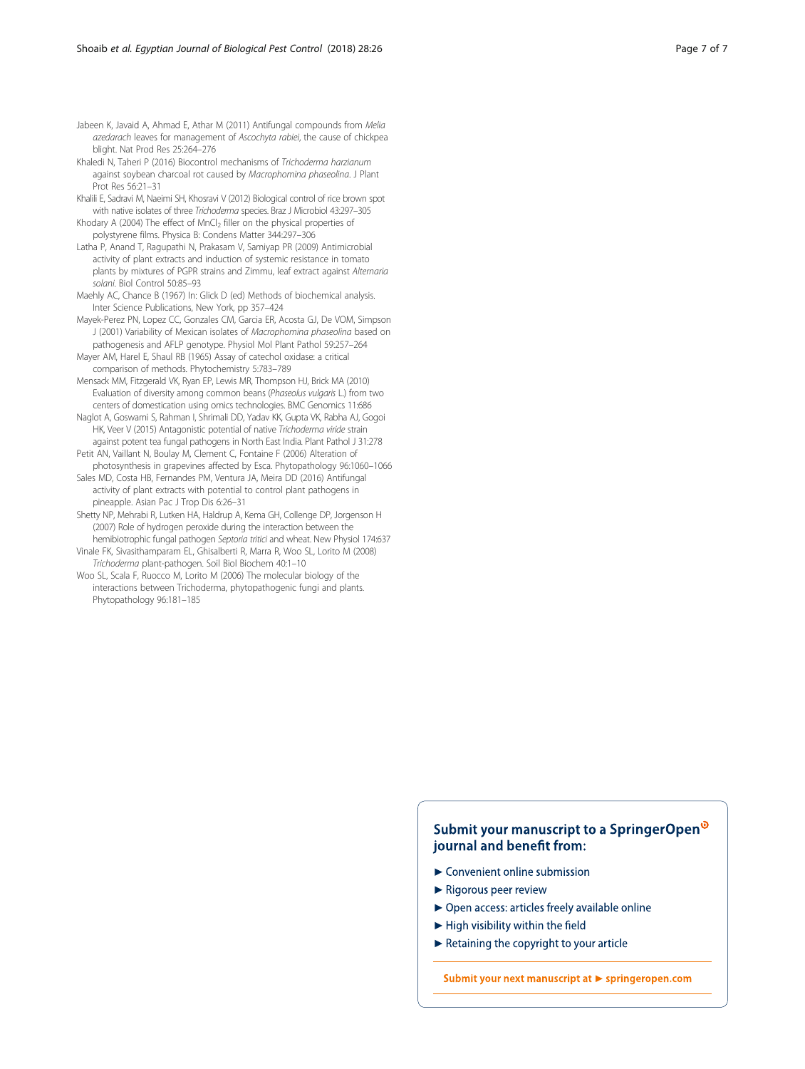Jabeen K, Javaid A, Ahmad E, Athar M (2011) Antifungal compounds from *Melia azedarach* leaves for management of *Ascochyta rabiei*, the cause of chickpea blight. Nat Prod Res 25:264–276

Khaledi N, Taheri P (2016) Biocontrol mechanisms of *Trichoderma harzianum* against soybean charcoal rot caused by *Macrophomina phaseolina*. J Plant Prot Res 56:21–31

Khalili E, Sadravi M, Naeimi SH, Khosravi V (2012) Biological control of rice brown spot with native isolates of three *Trichoderma* species. Braz J Microbiol 43:297–305

Khodary A (2004) The effect of $MnCl_2$ filler on the physical properties of polystyrene films. Physica B: Condens Matter 344:297–306

Latha P, Anand T, Ragupathi N, Prakasam V, Samiyap PR (2009) Antimicrobial activity of plant extracts and induction of systemic resistance in tomato plants by mixtures of PGPR strains and Zimmu, leaf extract against *Alternaria solani*. Biol Control 50:85–93

Maehly AC, Chance B (1967) In: Glick D (ed) Methods of biochemical analysis. Inter Science Publications, New York, pp 357–424

Mayek-Perez PN, Lopez CC, Gonzales CM, Garcia ER, Acosta GJ, De VOM, Simpson J (2001) Variability of Mexican isolates of *Macrophomina phaseolina* based on pathogenesis and AFLP genotype. Physiol Mol Plant Pathol 59:257–264

Mayer AM, Harel E, Shaul RB (1965) Assay of catechol oxidase: a critical comparison of methods. Phytochemistry 5:783–789

Mensack MM, Fitzgerald VK, Ryan EP, Lewis MR, Thompson HJ, Brick MA (2010) Evaluation of diversity among common beans (*Phaseolus vulgaris* L.) from two centers of domestication using omics technologies. BMC Genomics 11:686

Naglot A, Goswami S, Rahman I, Shrimali DD, Yadav KK, Gupta VK, Rabha AJ, Gogoi HK, Veer V (2015) Antagonistic potential of native *Trichoderma viride* strain against potent tea fungal pathogens in North East India. Plant Pathol J 31:278

Petit AN, Vaillant N, Boulay M, Clement C, Fontaine F (2006) Alteration of photosynthesis in grapevines affected by Esca. Phytopathology 96:1060–1066

Sales MD, Costa HB, Fernandes PM, Ventura JA, Meira DD (2016) Antifungal activity of plant extracts with potential to control plant pathogens in pineapple. Asian Pac J Trop Dis 6:26–31

Shetty NP, Mehrabi R, Lutken HA, Haldrup A, Kema GH, Collenge DP, Jorgenson H (2007) Role of hydrogen peroxide during the interaction between the hemibiotrophic fungal pathogen *Septoria tritici* and wheat. New Physiol 174:637

Vinale FK, Sivasithamparam EL, Ghisalberti R, Marra R, Woo SL, Lorito M (2008) *Trichoderma* plant-pathogen. Soil Biol Biochem 40:1–10

Woo SL, Scala F, Ruocco M, Lorito M (2006) The molecular biology of the interactions between Trichoderma, phytopathogenic fungi and plants. Phytopathology 96:181–185

**Submit your manuscript to a SpringerOpen journal and benefit from:**

- ► Convenient online submission
- ► Rigorous peer review
- ► Open access: articles freely available online
- ► High visibility within the field
- ► Retaining the copyright to your article

**Submit your next manuscript at ► springeropen.com**